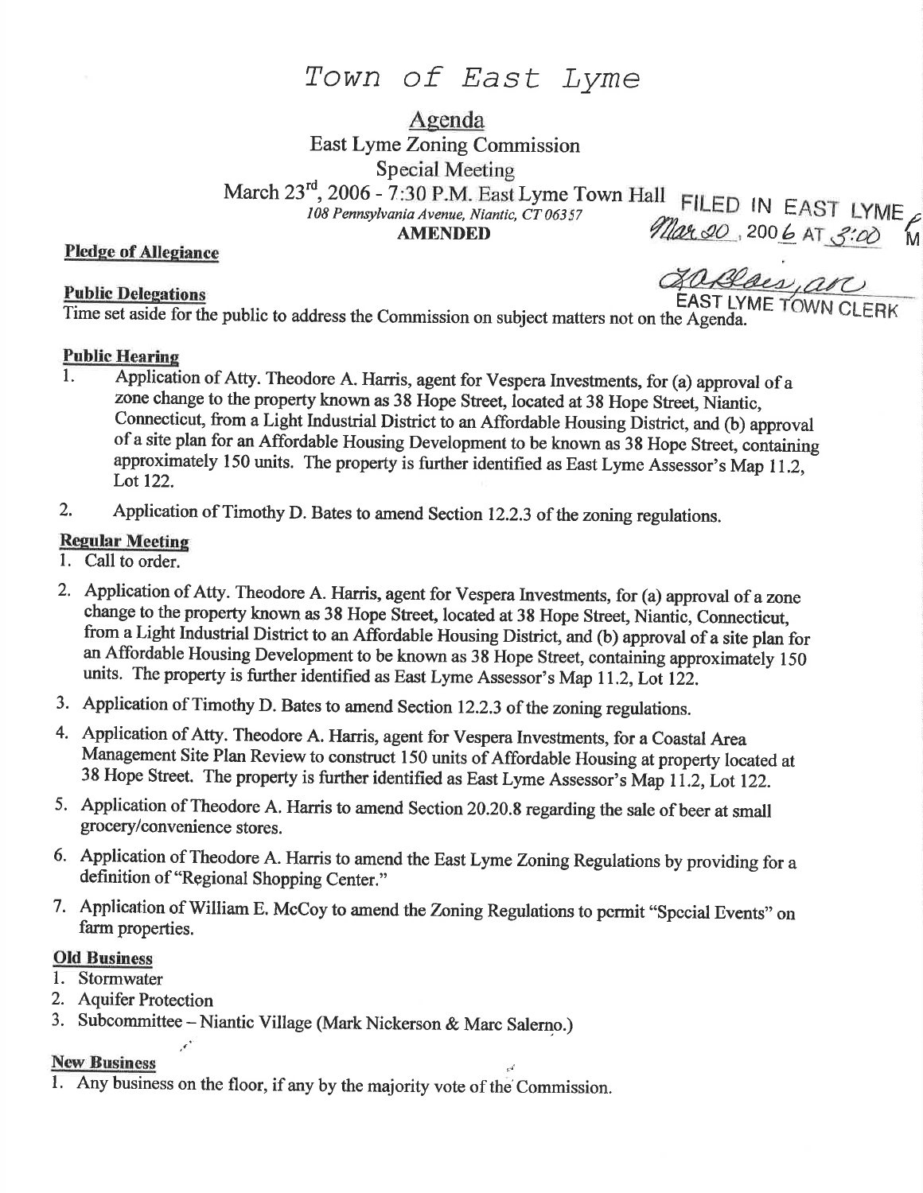# Town of East Lyme

## Agenda

East Lyme Zoning Commission

Special Meeting

March 23rd, 2006 - 7:30 P.M. East Lyme Town Hall

*108 Pennsylvania Avenue, Niantic, CT 06357*

**AMENDED**

FILED IN EAST LYME Mar 20, 2006 AT 3:00 PM

EAST LYME TOWN CLERK

**Pledge of Allegiance**

**Public Delegations**

Time set aside for the public to address the Commission on subject matters not on the Agenda.

**Public Hearing**

1. Application of Atty. Theodore A. Harris, agent for Vespera Investments, for (a) approval of a zone change to the property known as 38 Hope Street, located at 38 Hope Street, Niantic, Connecticut, from a Light Industrial District to an Affordable Housing District, and (b) approval of a site plan for an Affordable Housing Development to be known as 38 Hope Street, containing approximately 150 units. The property is further identified as East Lyme Assessor's Map 11.2, Lot 122.
2. Application of Timothy D. Bates to amend Section 12.2.3 of the zoning regulations.

**Regular Meeting**

1. Call to order.
2. Application of Atty. Theodore A. Harris, agent for Vespera Investments, for (a) approval of a zone change to the property known as 38 Hope Street, located at 38 Hope Street, Niantic, Connecticut, from a Light Industrial District to an Affordable Housing District, and (b) approval of a site plan for an Affordable Housing Development to be known as 38 Hope Street, containing approximately 150 units. The property is further identified as East Lyme Assessor's Map 11.2, Lot 122.
3. Application of Timothy D. Bates to amend Section 12.2.3 of the zoning regulations.
4. Application of Atty. Theodore A. Harris, agent for Vespera Investments, for a Coastal Area Management Site Plan Review to construct 150 units of Affordable Housing at property located at 38 Hope Street. The property is further identified as East Lyme Assessor's Map 11.2, Lot 122.
5. Application of Theodore A. Harris to amend Section 20.20.8 regarding the sale of beer at small grocery/convenience stores.
6. Application of Theodore A. Harris to amend the East Lyme Zoning Regulations by providing for a definition of "Regional Shopping Center."
7. Application of William E. McCoy to amend the Zoning Regulations to permit "Special Events" on farm properties.

**Old Business**

1. Stormwater
2. Aquifer Protection
3. Subcommittee – Niantic Village (Mark Nickerson & Marc Salerno.)

**New Business**

1. Any business on the floor, if any by the majority vote of the Commission.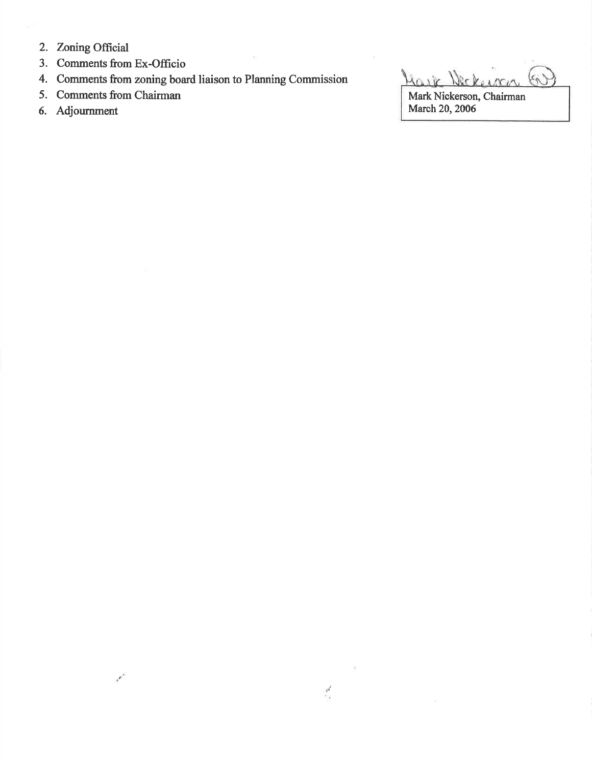2. Zoning Official
3. Comments from Ex-Officio
4. Comments from zoning board liaison to Planning Commission
5. Comments from Chairman
6. Adjournment

Mark Nickerson, Chairman
March 20, 2006